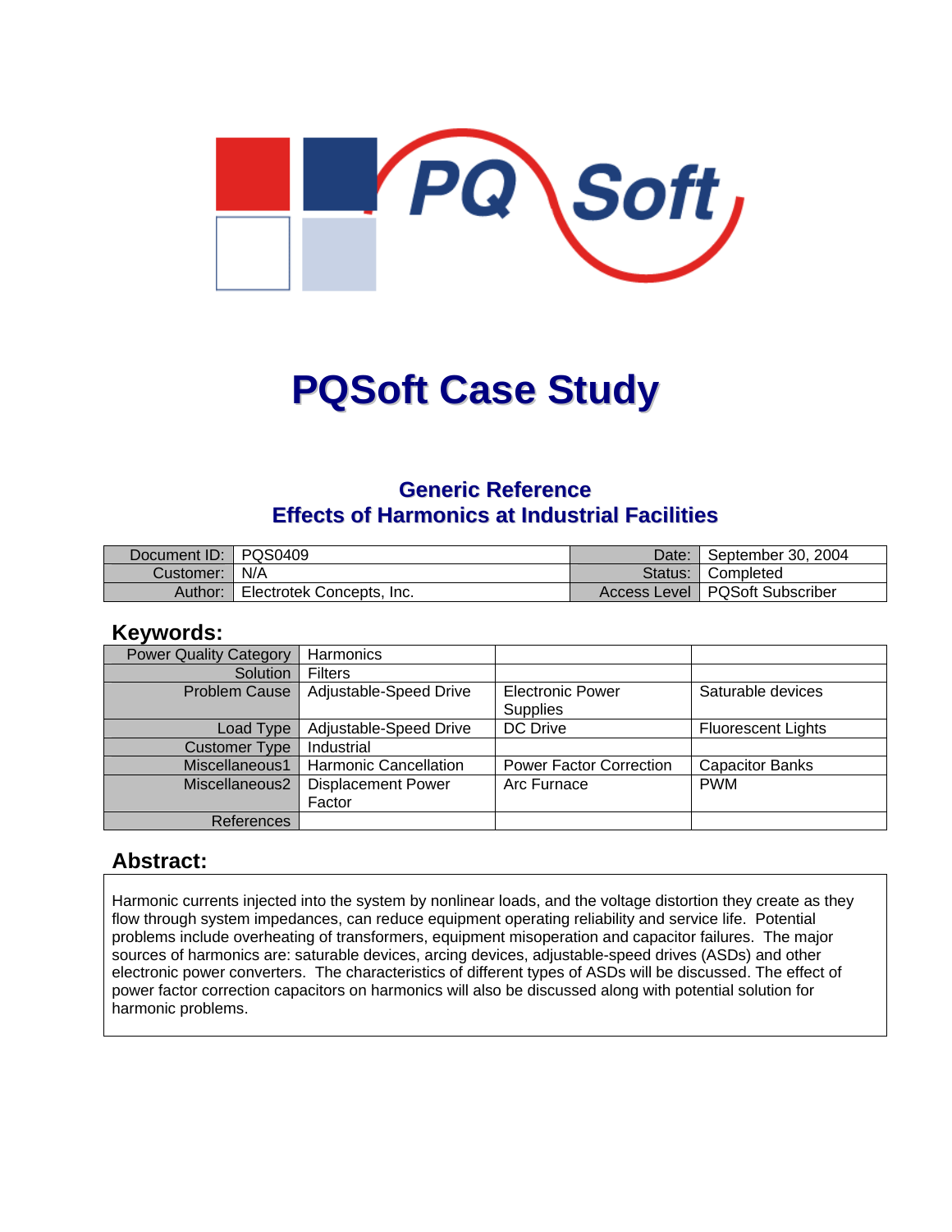# PQSoft Case Study

## Generic Reference
## Effects of Harmonics at Industrial Facilities

| Document ID: | PQS0409 | Date: | September 30, 2004 |
|---|---|---|---|
| Customer: | N/A | Status: | Completed |
| Author: | Electrotek Concepts, Inc. | Access Level | PQSoft Subscriber |

## Keywords:

| Power Quality Category | Harmonics | | |
|---|---|---|---|
| Solution | Filters | | |
| Problem Cause | Adjustable-Speed Drive | Electronic Power Supplies | Saturable devices |
| Load Type | Adjustable-Speed Drive | DC Drive | Fluorescent Lights |
| Customer Type | Industrial | | |
| Miscellaneous1 | Harmonic Cancellation | Power Factor Correction | Capacitor Banks |
| Miscellaneous2 | Displacement Power Factor | Arc Furnace | PWM |
| References | | | |

## Abstract:

Harmonic currents injected into the system by nonlinear loads, and the voltage distortion they create as they flow through system impedances, can reduce equipment operating reliability and service life. Potential problems include overheating of transformers, equipment misoperation and capacitor failures. The major sources of harmonics are: saturable devices, arcing devices, adjustable-speed drives (ASDs) and other electronic power converters. The characteristics of different types of ASDs will be discussed. The effect of power factor correction capacitors on harmonics will also be discussed along with potential solution for harmonic problems.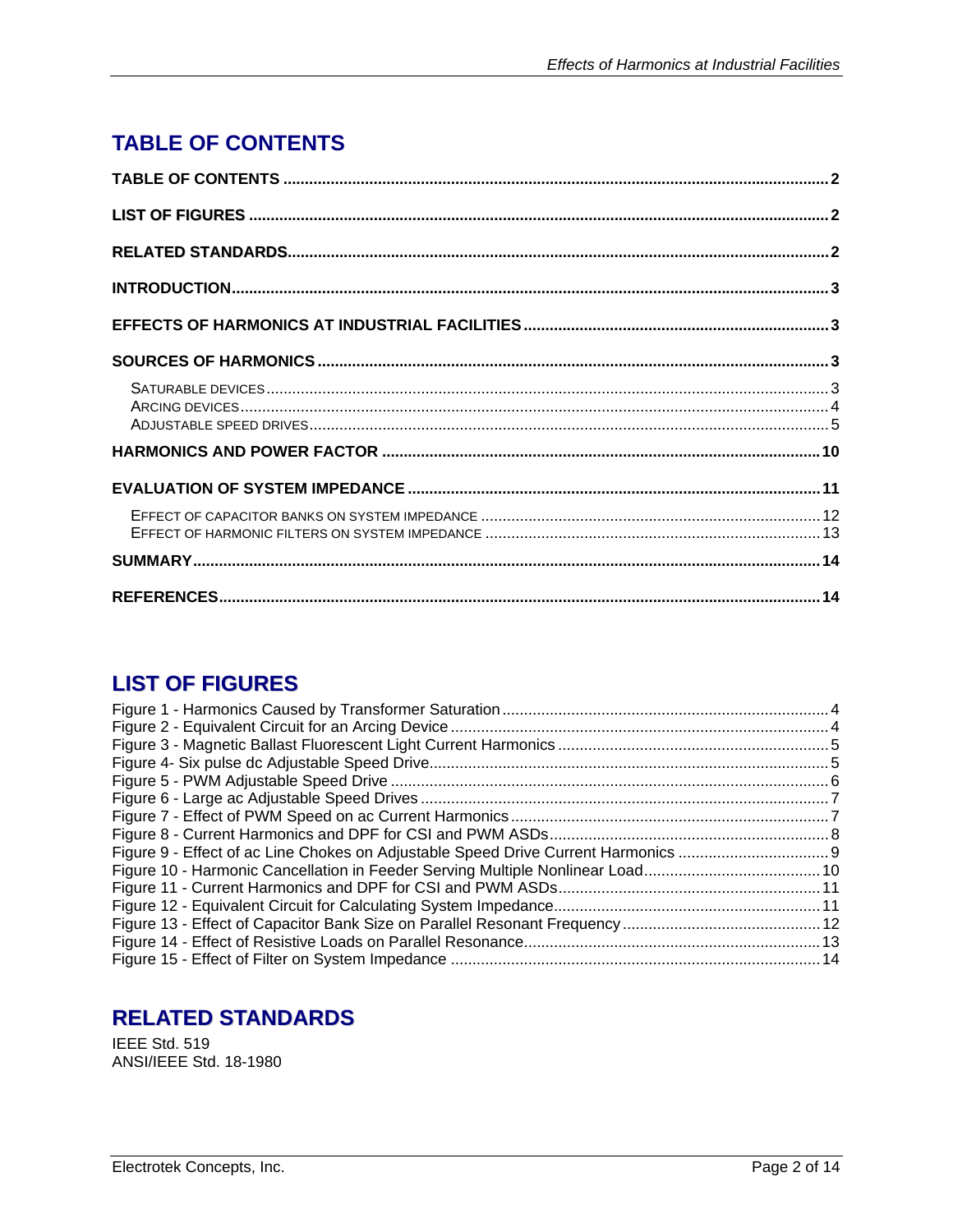## TABLE OF CONTENTS

TABLE OF CONTENTS .......... 2

LIST OF FIGURES .......... 2

RELATED STANDARDS .......... 2

INTRODUCTION .......... 3

EFFECTS OF HARMONICS AT INDUSTRIAL FACILITIES .......... 3

SOURCES OF HARMONICS .......... 3

- Saturable devices .......... 3
- Arcing devices .......... 4
- Adjustable speed drives .......... 5

HARMONICS AND POWER FACTOR .......... 10

EVALUATION OF SYSTEM IMPEDANCE .......... 11

- Effect of capacitor banks on system impedance .......... 12
- Effect of harmonic filters on system impedance .......... 13

SUMMARY .......... 14

REFERENCES .......... 14

## LIST OF FIGURES

Figure 1 - Harmonics Caused by Transformer Saturation .......... 4
Figure 2 - Equivalent Circuit for an Arcing Device .......... 4
Figure 3 - Magnetic Ballast Fluorescent Light Current Harmonics .......... 5
Figure 4- Six pulse dc Adjustable Speed Drive .......... 5
Figure 5 - PWM Adjustable Speed Drive .......... 6
Figure 6 - Large ac Adjustable Speed Drives .......... 7
Figure 7 - Effect of PWM Speed on ac Current Harmonics .......... 7
Figure 8 - Current Harmonics and DPF for CSI and PWM ASDs .......... 8
Figure 9 - Effect of ac Line Chokes on Adjustable Speed Drive Current Harmonics .......... 9
Figure 10 - Harmonic Cancellation in Feeder Serving Multiple Nonlinear Load .......... 10
Figure 11 - Current Harmonics and DPF for CSI and PWM ASDs .......... 11
Figure 12 - Equivalent Circuit for Calculating System Impedance .......... 11
Figure 13 - Effect of Capacitor Bank Size on Parallel Resonant Frequency .......... 12
Figure 14 - Effect of Resistive Loads on Parallel Resonance .......... 13
Figure 15 - Effect of Filter on System Impedance .......... 14

## RELATED STANDARDS

IEEE Std. 519
ANSI/IEEE Std. 18-1980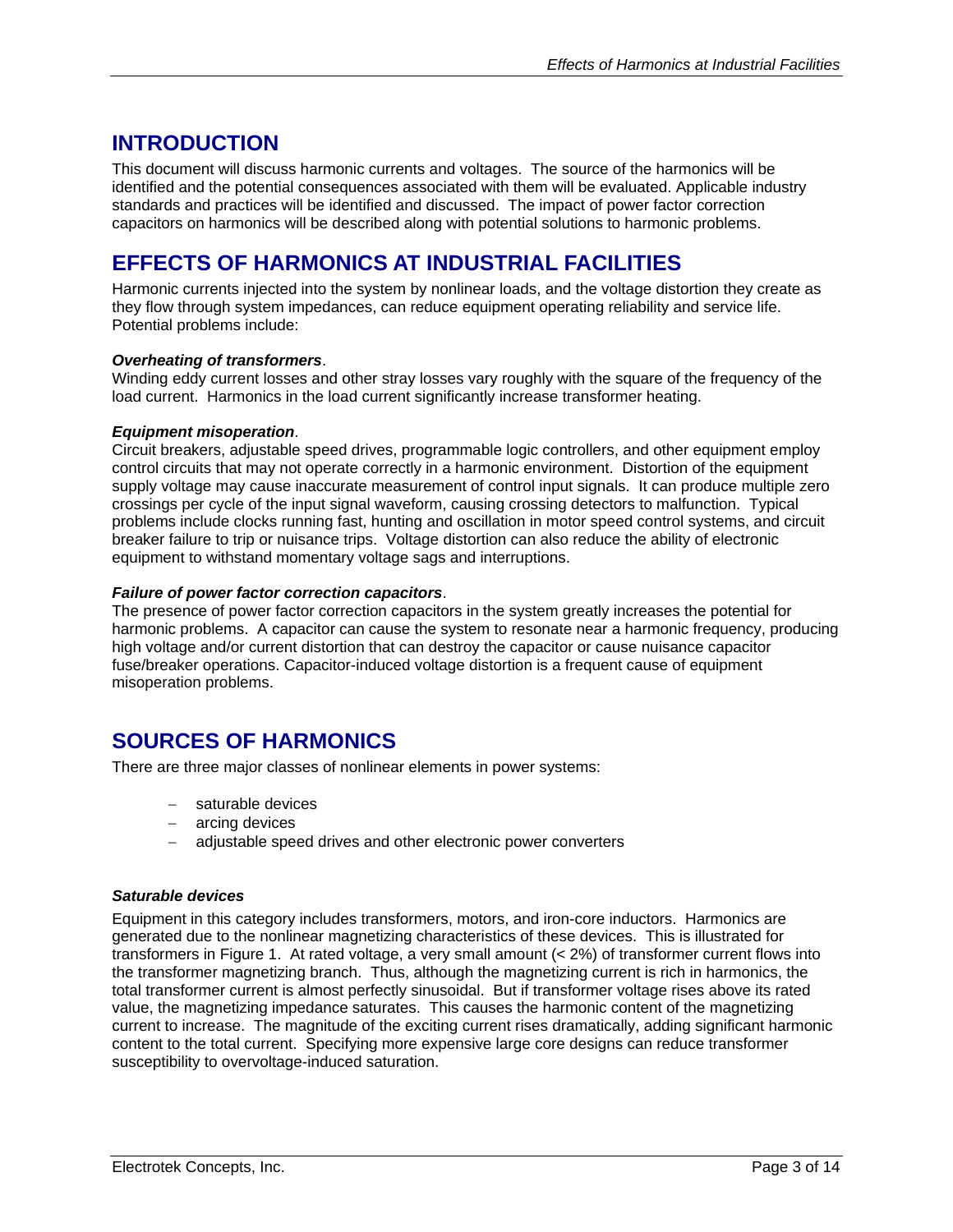## INTRODUCTION

This document will discuss harmonic currents and voltages. The source of the harmonics will be identified and the potential consequences associated with them will be evaluated. Applicable industry standards and practices will be identified and discussed. The impact of power factor correction capacitors on harmonics will be described along with potential solutions to harmonic problems.

## EFFECTS OF HARMONICS AT INDUSTRIAL FACILITIES

Harmonic currents injected into the system by nonlinear loads, and the voltage distortion they create as they flow through system impedances, can reduce equipment operating reliability and service life. Potential problems include:

***Overheating of transformers***.
Winding eddy current losses and other stray losses vary roughly with the square of the frequency of the load current. Harmonics in the load current significantly increase transformer heating.

***Equipment misoperation***.
Circuit breakers, adjustable speed drives, programmable logic controllers, and other equipment employ control circuits that may not operate correctly in a harmonic environment. Distortion of the equipment supply voltage may cause inaccurate measurement of control input signals. It can produce multiple zero crossings per cycle of the input signal waveform, causing crossing detectors to malfunction. Typical problems include clocks running fast, hunting and oscillation in motor speed control systems, and circuit breaker failure to trip or nuisance trips. Voltage distortion can also reduce the ability of electronic equipment to withstand momentary voltage sags and interruptions.

***Failure of power factor correction capacitors***.
The presence of power factor correction capacitors in the system greatly increases the potential for harmonic problems. A capacitor can cause the system to resonate near a harmonic frequency, producing high voltage and/or current distortion that can destroy the capacitor or cause nuisance capacitor fuse/breaker operations. Capacitor-induced voltage distortion is a frequent cause of equipment misoperation problems.

## SOURCES OF HARMONICS

There are three major classes of nonlinear elements in power systems:

- saturable devices
- arcing devices
- adjustable speed drives and other electronic power converters

***Saturable devices***

Equipment in this category includes transformers, motors, and iron-core inductors. Harmonics are generated due to the nonlinear magnetizing characteristics of these devices. This is illustrated for transformers in Figure 1. At rated voltage, a very small amount (< 2%) of transformer current flows into the transformer magnetizing branch. Thus, although the magnetizing current is rich in harmonics, the total transformer current is almost perfectly sinusoidal. But if transformer voltage rises above its rated value, the magnetizing impedance saturates. This causes the harmonic content of the magnetizing current to increase. The magnitude of the exciting current rises dramatically, adding significant harmonic content to the total current. Specifying more expensive large core designs can reduce transformer susceptibility to overvoltage-induced saturation.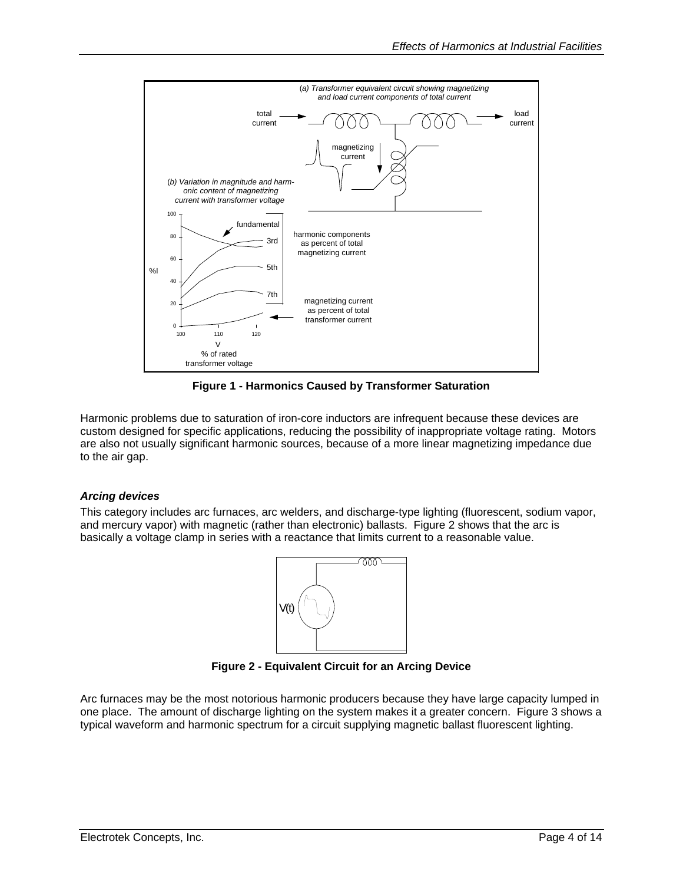(a) Transformer equivalent circuit showing magnetizing and load current components of total current

total current → load current

magnetizing current

(b) Variation in magnitude and harmonic content of magnetizing current with transformer voltage

fundamental, 3rd, 5th, 7th

harmonic components as percent of total magnetizing current

magnetizing current as percent of total transformer current

%I

V % of rated transformer voltage

**Figure 1 - Harmonics Caused by Transformer Saturation**

Harmonic problems due to saturation of iron-core inductors are infrequent because these devices are custom designed for specific applications, reducing the possibility of inappropriate voltage rating. Motors are also not usually significant harmonic sources, because of a more linear magnetizing impedance due to the air gap.

### *Arcing devices*

This category includes arc furnaces, arc welders, and discharge-type lighting (fluorescent, sodium vapor, and mercury vapor) with magnetic (rather than electronic) ballasts. Figure 2 shows that the arc is basically a voltage clamp in series with a reactance that limits current to a reasonable value.

V(t)

**Figure 2 - Equivalent Circuit for an Arcing Device**

Arc furnaces may be the most notorious harmonic producers because they have large capacity lumped in one place. The amount of discharge lighting on the system makes it a greater concern. Figure 3 shows a typical waveform and harmonic spectrum for a circuit supplying magnetic ballast fluorescent lighting.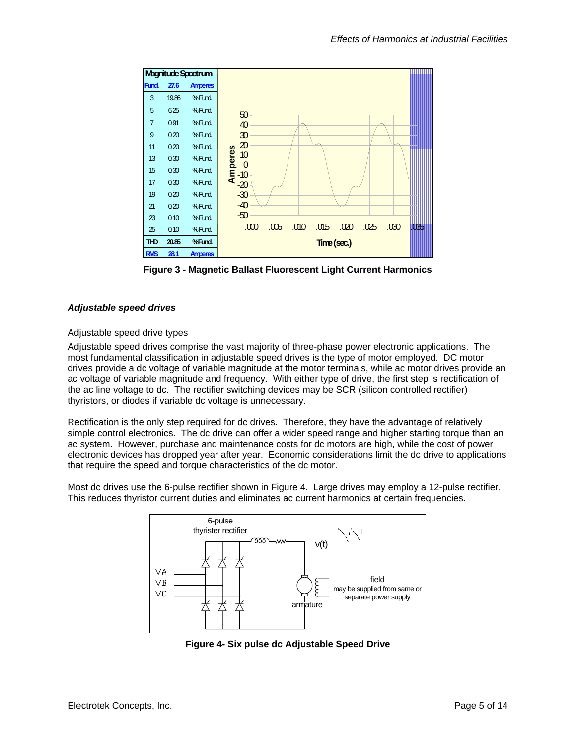| Magnitude Spectrum | | |
| --- | --- | --- |
| Fund. | 27.6 | Amperes |
| 3 | 19.86 | %Fund. |
| 5 | 6.25 | %Fund. |
| 7 | 0.91 | %Fund. |
| 9 | 0.20 | %Fund. |
| 11 | 0.20 | %Fund. |
| 13 | 0.30 | %Fund. |
| 15 | 0.30 | %Fund. |
| 17 | 0.30 | %Fund. |
| 19 | 0.20 | %Fund. |
| 21 | 0.20 | %Fund. |
| 23 | 0.10 | %Fund. |
| 25 | 0.10 | %Fund. |
| THD | 20.85 | %Fund. |
| RMS | 28.1 | Amperes |

**Figure 3 - Magnetic Ballast Fluorescent Light Current Harmonics**

### *Adjustable speed drives*

Adjustable speed drive types

Adjustable speed drives comprise the vast majority of three-phase power electronic applications. The most fundamental classification in adjustable speed drives is the type of motor employed. DC motor drives provide a dc voltage of variable magnitude at the motor terminals, while ac motor drives provide an ac voltage of variable magnitude and frequency. With either type of drive, the first step is rectification of the ac line voltage to dc. The rectifier switching devices may be SCR (silicon controlled rectifier) thyristors, or diodes if variable dc voltage is unnecessary.

Rectification is the only step required for dc drives. Therefore, they have the advantage of relatively simple control electronics. The dc drive can offer a wider speed range and higher starting torque than an ac system. However, purchase and maintenance costs for dc motors are high, while the cost of power electronic devices has dropped year after year. Economic considerations limit the dc drive to applications that require the speed and torque characteristics of the dc motor.

Most dc drives use the 6-pulse rectifier shown in Figure 4. Large drives may employ a 12-pulse rectifier. This reduces thyristor current duties and eliminates ac current harmonics at certain frequencies.

**Figure 4- Six pulse dc Adjustable Speed Drive**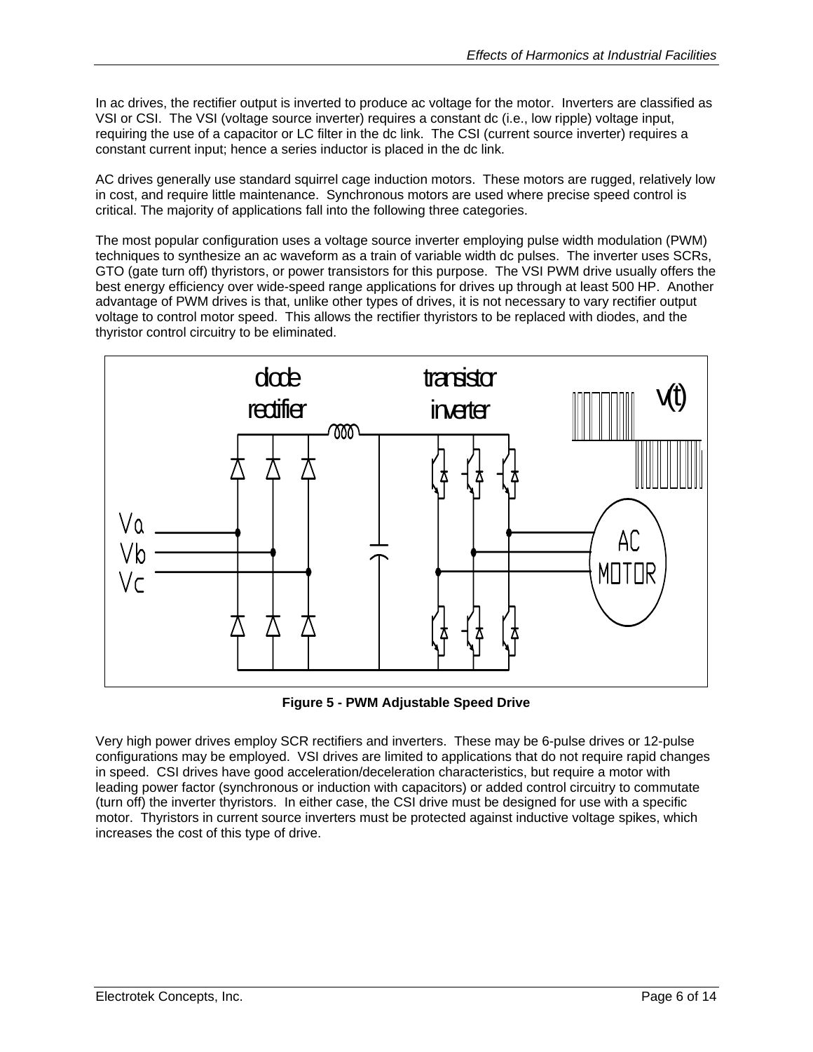In ac drives, the rectifier output is inverted to produce ac voltage for the motor. Inverters are classified as VSI or CSI. The VSI (voltage source inverter) requires a constant dc (i.e., low ripple) voltage input, requiring the use of a capacitor or LC filter in the dc link. The CSI (current source inverter) requires a constant current input; hence a series inductor is placed in the dc link.

AC drives generally use standard squirrel cage induction motors. These motors are rugged, relatively low in cost, and require little maintenance. Synchronous motors are used where precise speed control is critical. The majority of applications fall into the following three categories.

The most popular configuration uses a voltage source inverter employing pulse width modulation (PWM) techniques to synthesize an ac waveform as a train of variable width dc pulses. The inverter uses SCRs, GTO (gate turn off) thyristors, or power transistors for this purpose. The VSI PWM drive usually offers the best energy efficiency over wide-speed range applications for drives up through at least 500 HP. Another advantage of PWM drives is that, unlike other types of drives, it is not necessary to vary rectifier output voltage to control motor speed. This allows the rectifier thyristors to be replaced with diodes, and the thyristor control circuitry to be eliminated.

**Figure 5 - PWM Adjustable Speed Drive**

Very high power drives employ SCR rectifiers and inverters. These may be 6-pulse drives or 12-pulse configurations may be employed. VSI drives are limited to applications that do not require rapid changes in speed. CSI drives have good acceleration/deceleration characteristics, but require a motor with leading power factor (synchronous or induction with capacitors) or added control circuitry to commutate (turn off) the inverter thyristors. In either case, the CSI drive must be designed for use with a specific motor. Thyristors in current source inverters must be protected against inductive voltage spikes, which increases the cost of this type of drive.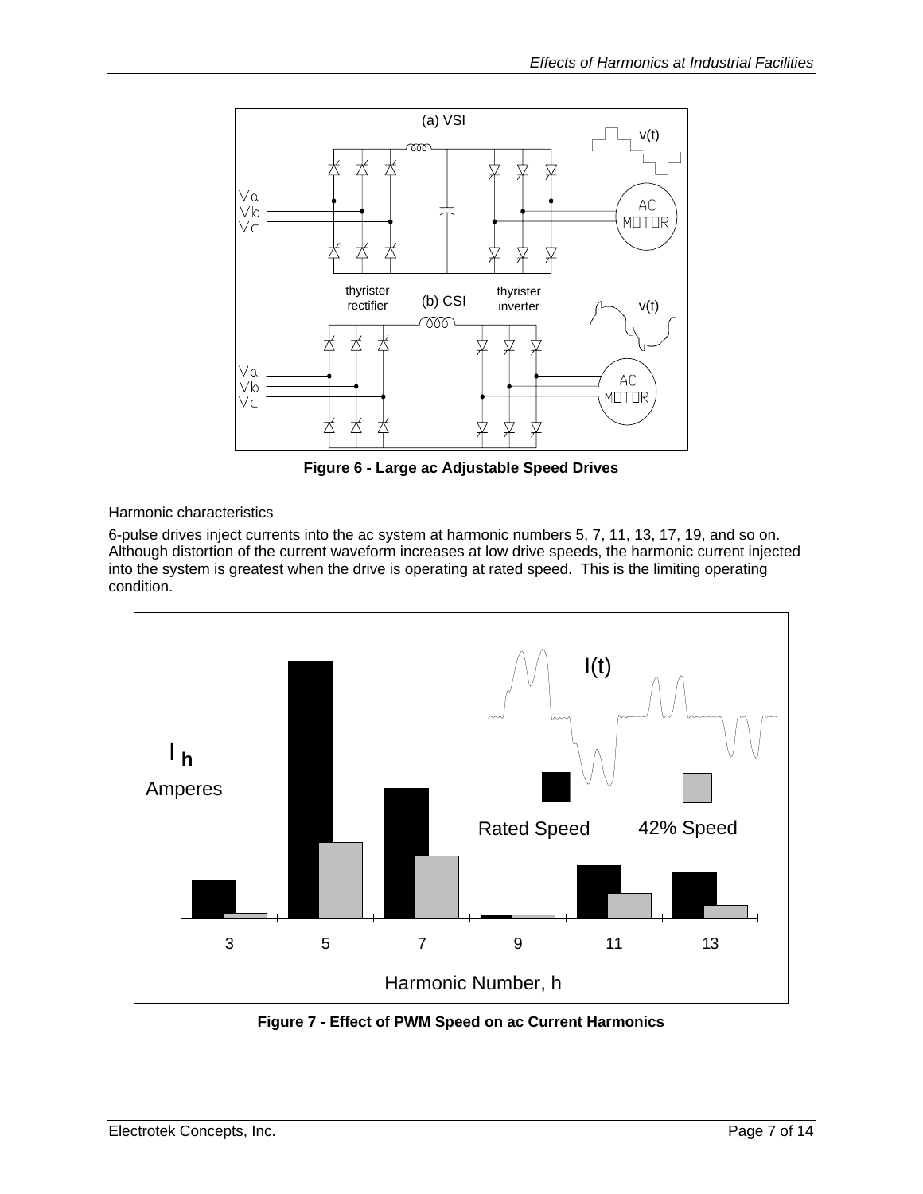**Figure 6 - Large ac Adjustable Speed Drives**

Harmonic characteristics

6-pulse drives inject currents into the ac system at harmonic numbers 5, 7, 11, 13, 17, 19, and so on. Although distortion of the current waveform increases at low drive speeds, the harmonic current injected into the system is greatest when the drive is operating at rated speed. This is the limiting operating condition.

**Figure 7 - Effect of PWM Speed on ac Current Harmonics**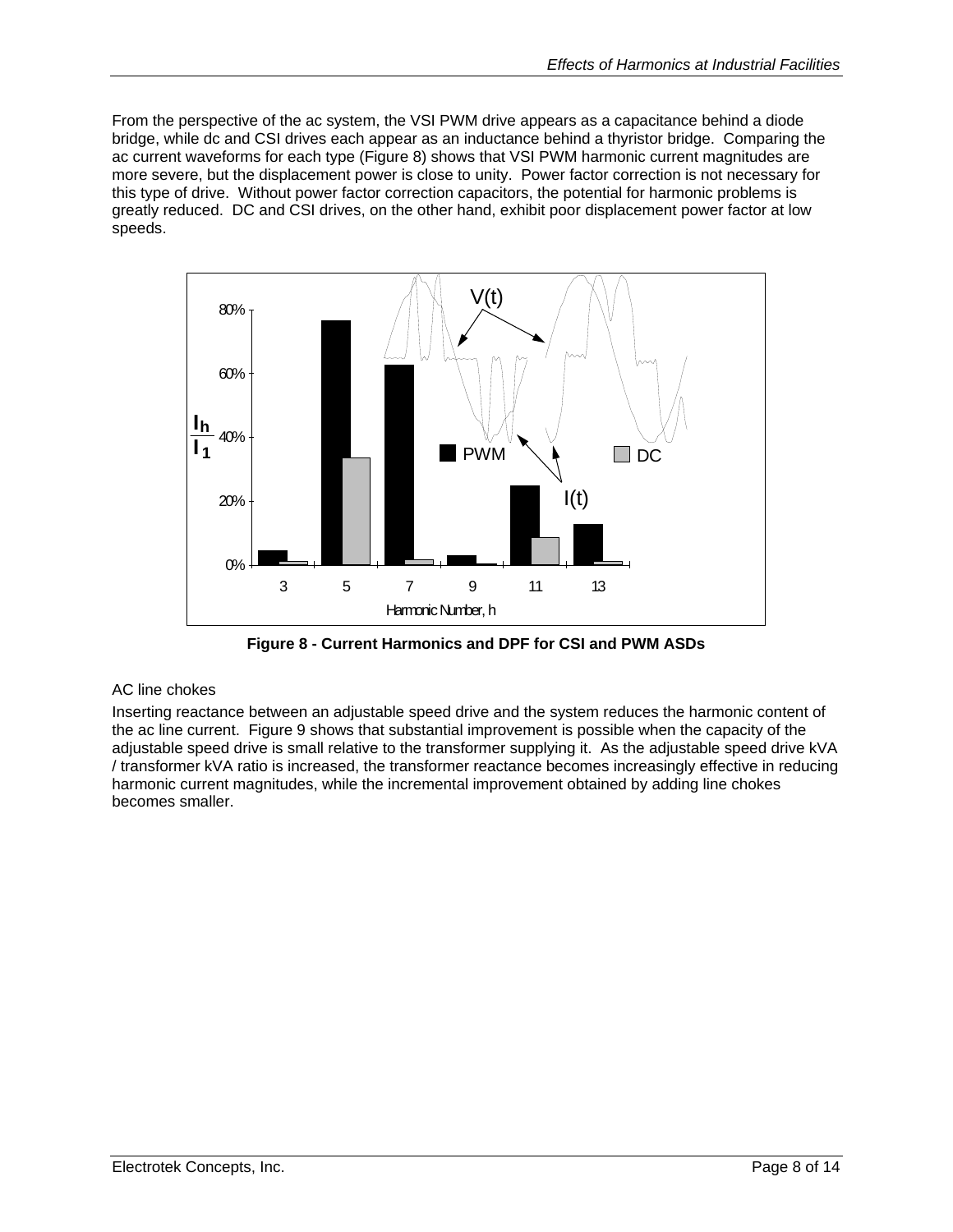From the perspective of the ac system, the VSI PWM drive appears as a capacitance behind a diode bridge, while dc and CSI drives each appear as an inductance behind a thyristor bridge. Comparing the ac current waveforms for each type (Figure 8) shows that VSI PWM harmonic current magnitudes are more severe, but the displacement power is close to unity. Power factor correction is not necessary for this type of drive. Without power factor correction capacitors, the potential for harmonic problems is greatly reduced. DC and CSI drives, on the other hand, exhibit poor displacement power factor at low speeds.

**Figure 8 - Current Harmonics and DPF for CSI and PWM ASDs**

AC line chokes

Inserting reactance between an adjustable speed drive and the system reduces the harmonic content of the ac line current. Figure 9 shows that substantial improvement is possible when the capacity of the adjustable speed drive is small relative to the transformer supplying it. As the adjustable speed drive kVA / transformer kVA ratio is increased, the transformer reactance becomes increasingly effective in reducing harmonic current magnitudes, while the incremental improvement obtained by adding line chokes becomes smaller.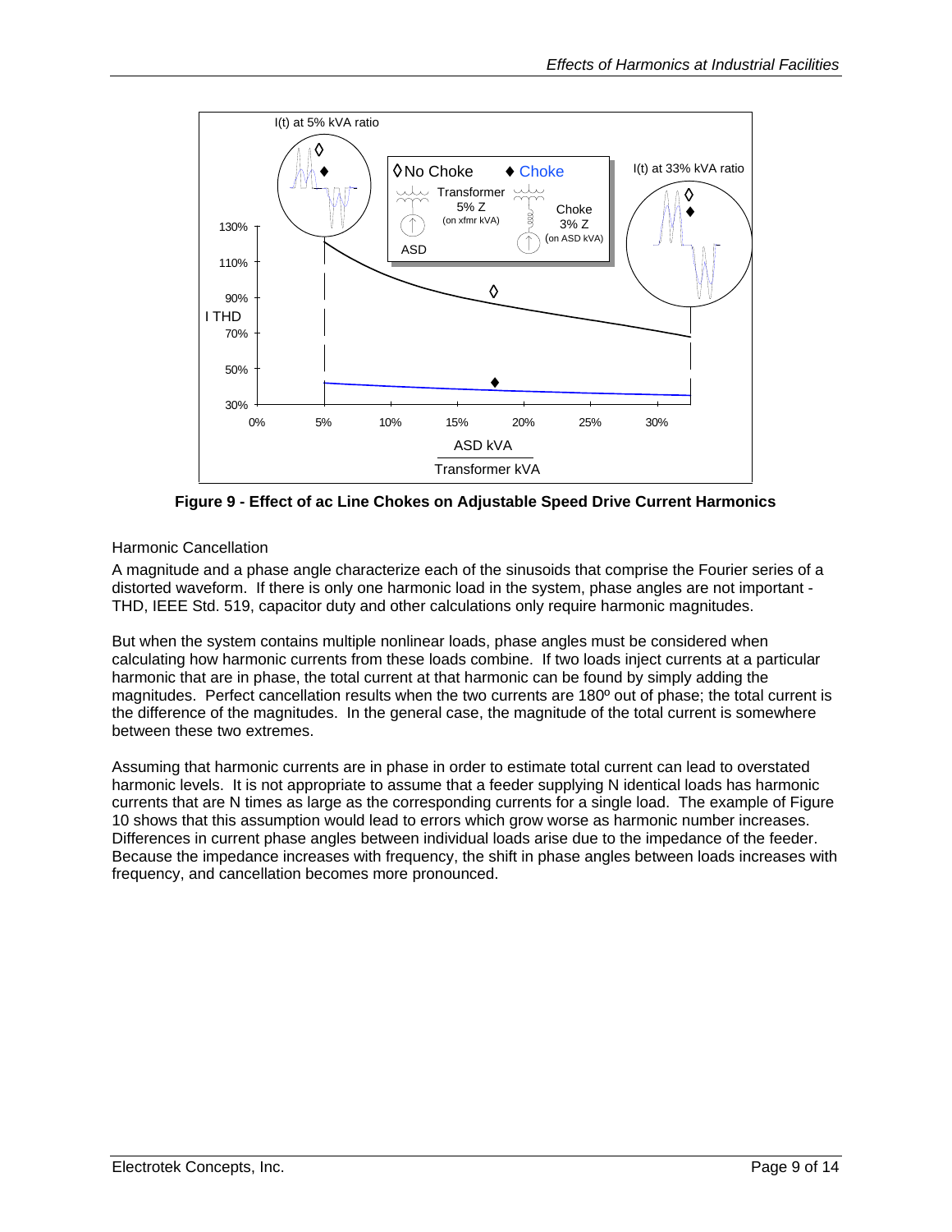**Figure 9 - Effect of ac Line Chokes on Adjustable Speed Drive Current Harmonics**

Harmonic Cancellation

A magnitude and a phase angle characterize each of the sinusoids that comprise the Fourier series of a distorted waveform. If there is only one harmonic load in the system, phase angles are not important - THD, IEEE Std. 519, capacitor duty and other calculations only require harmonic magnitudes.

But when the system contains multiple nonlinear loads, phase angles must be considered when calculating how harmonic currents from these loads combine. If two loads inject currents at a particular harmonic that are in phase, the total current at that harmonic can be found by simply adding the magnitudes. Perfect cancellation results when the two currents are 180º out of phase; the total current is the difference of the magnitudes. In the general case, the magnitude of the total current is somewhere between these two extremes.

Assuming that harmonic currents are in phase in order to estimate total current can lead to overstated harmonic levels. It is not appropriate to assume that a feeder supplying N identical loads has harmonic currents that are N times as large as the corresponding currents for a single load. The example of Figure 10 shows that this assumption would lead to errors which grow worse as harmonic number increases. Differences in current phase angles between individual loads arise due to the impedance of the feeder. Because the impedance increases with frequency, the shift in phase angles between loads increases with frequency, and cancellation becomes more pronounced.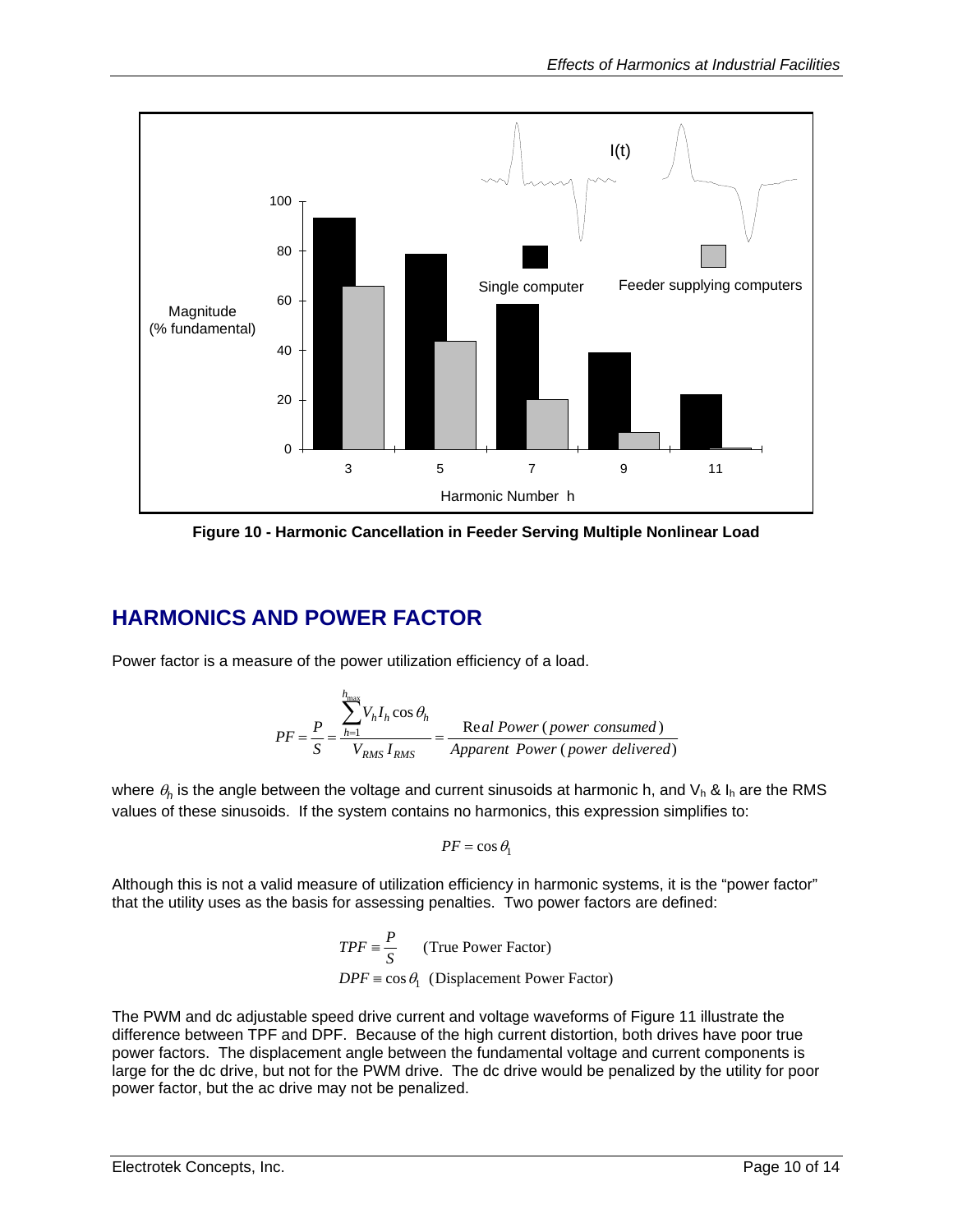**Figure 10 - Harmonic Cancellation in Feeder Serving Multiple Nonlinear Load**

## HARMONICS AND POWER FACTOR

Power factor is a measure of the power utilization efficiency of a load.

$$PF = \frac{P}{S} = \frac{\sum_{h=1}^{h_{max}} V_h I_h \cos\theta_h}{V_{RMS} I_{RMS}} = \frac{\text{Real Power (power consumed)}}{\text{Apparent Power (power delivered)}}$$

where $\theta_h$ is the angle between the voltage and current sinusoids at harmonic h, and $V_h$ & $I_h$ are the RMS values of these sinusoids. If the system contains no harmonics, this expression simplifies to:

$$PF = \cos\theta_1$$

Although this is not a valid measure of utilization efficiency in harmonic systems, it is the "power factor" that the utility uses as the basis for assessing penalties. Two power factors are defined:

$$TPF \equiv \frac{P}{S} \quad \text{(True Power Factor)}$$

$$DPF \equiv \cos\theta_1 \quad \text{(Displacement Power Factor)}$$

The PWM and dc adjustable speed drive current and voltage waveforms of Figure 11 illustrate the difference between TPF and DPF. Because of the high current distortion, both drives have poor true power factors. The displacement angle between the fundamental voltage and current components is large for the dc drive, but not for the PWM drive. The dc drive would be penalized by the utility for poor power factor, but the ac drive may not be penalized.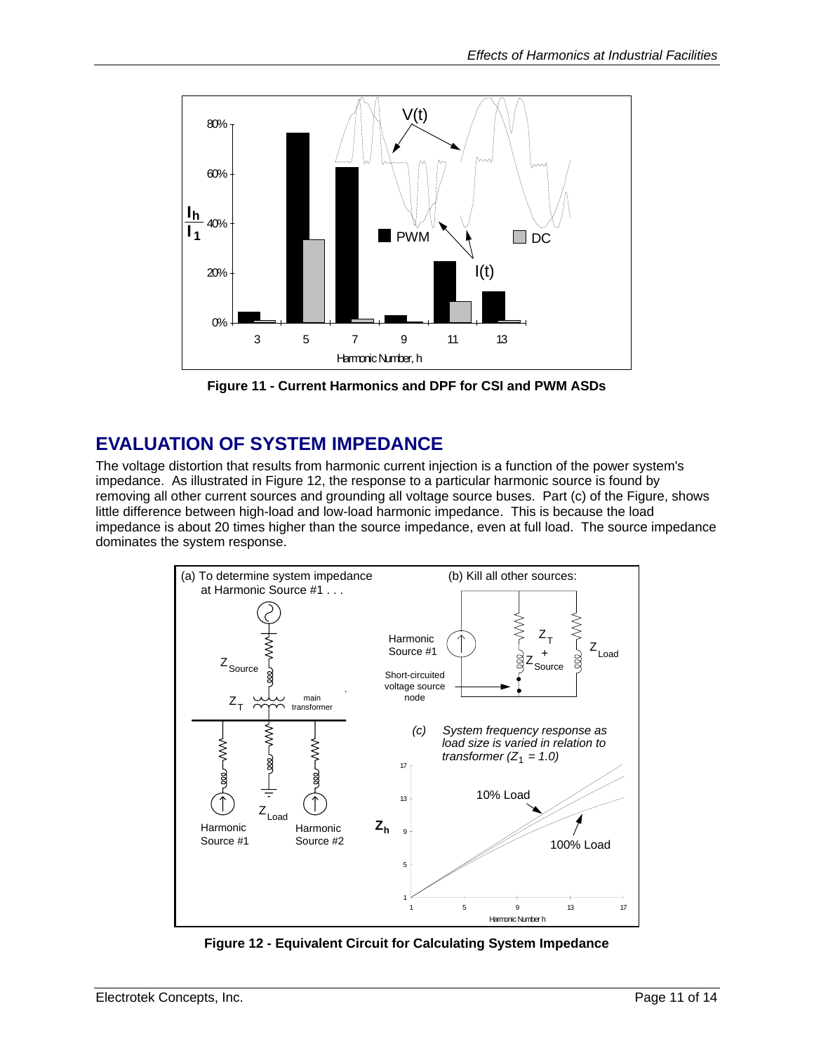Figure 11 - Current Harmonics and DPF for CSI and PWM ASDs

## EVALUATION OF SYSTEM IMPEDANCE

The voltage distortion that results from harmonic current injection is a function of the power system's impedance. As illustrated in Figure 12, the response to a particular harmonic source is found by removing all other current sources and grounding all voltage source buses. Part (c) of the Figure, shows little difference between high-load and low-load harmonic impedance. This is because the load impedance is about 20 times higher than the source impedance, even at full load. The source impedance dominates the system response.

Figure 12 - Equivalent Circuit for Calculating System Impedance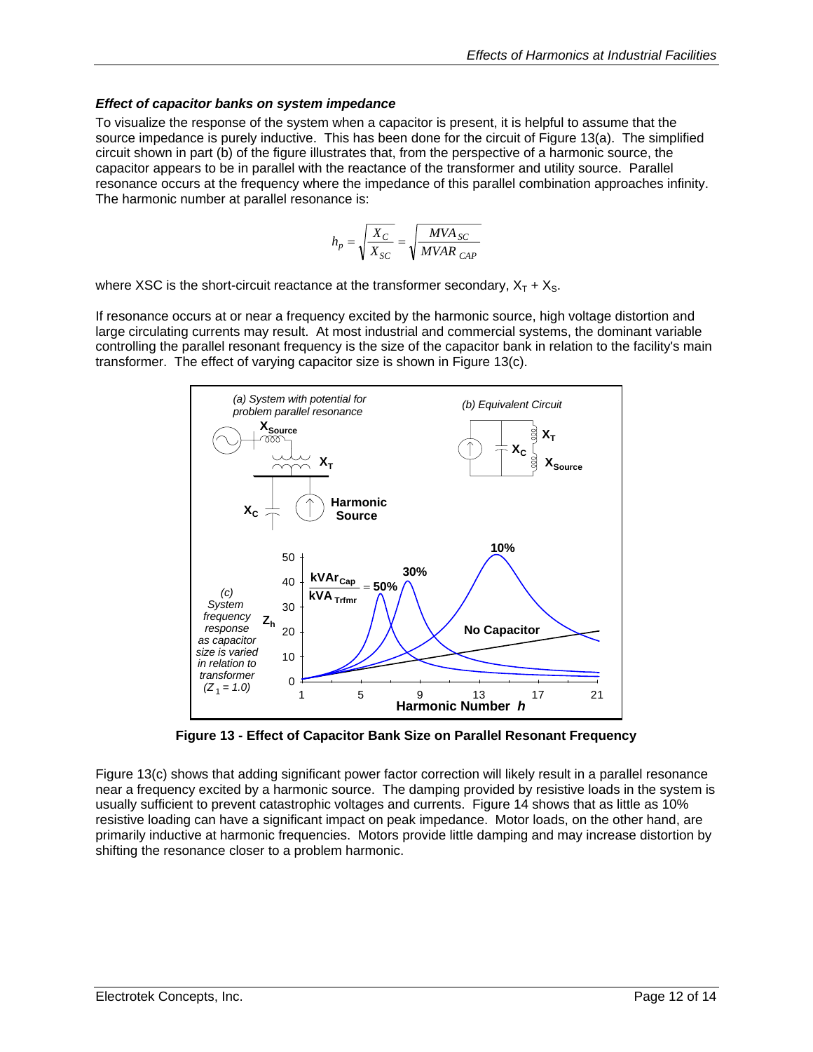### *Effect of capacitor banks on system impedance*

To visualize the response of the system when a capacitor is present, it is helpful to assume that the source impedance is purely inductive. This has been done for the circuit of Figure 13(a). The simplified circuit shown in part (b) of the figure illustrates that, from the perspective of a harmonic source, the capacitor appears to be in parallel with the reactance of the transformer and utility source. Parallel resonance occurs at the frequency where the impedance of this parallel combination approaches infinity. The harmonic number at parallel resonance is:

$$h_p = \sqrt{\frac{X_C}{X_{SC}}} = \sqrt{\frac{MVA_{SC}}{MVAR_{CAP}}}$$

where XSC is the short-circuit reactance at the transformer secondary, $X_T + X_S$.

If resonance occurs at or near a frequency excited by the harmonic source, high voltage distortion and large circulating currents may result. At most industrial and commercial systems, the dominant variable controlling the parallel resonant frequency is the size of the capacitor bank in relation to the facility's main transformer. The effect of varying capacitor size is shown in Figure 13(c).

**Figure 13 - Effect of Capacitor Bank Size on Parallel Resonant Frequency**

Figure 13(c) shows that adding significant power factor correction will likely result in a parallel resonance near a frequency excited by a harmonic source. The damping provided by resistive loads in the system is usually sufficient to prevent catastrophic voltages and currents. Figure 14 shows that as little as 10% resistive loading can have a significant impact on peak impedance. Motor loads, on the other hand, are primarily inductive at harmonic frequencies. Motors provide little damping and may increase distortion by shifting the resonance closer to a problem harmonic.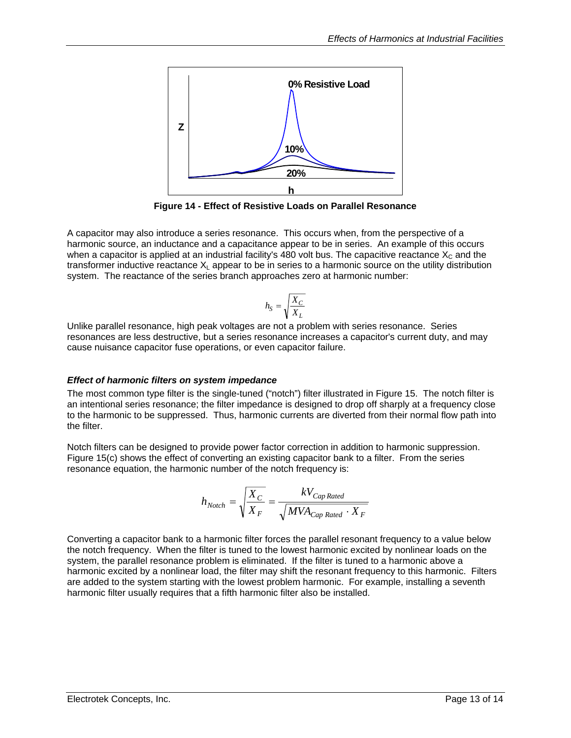**Figure 14 - Effect of Resistive Loads on Parallel Resonance**

A capacitor may also introduce a series resonance. This occurs when, from the perspective of a harmonic source, an inductance and a capacitance appear to be in series. An example of this occurs when a capacitor is applied at an industrial facility's 480 volt bus. The capacitive reactance $X_C$ and the transformer inductive reactance $X_L$ appear to be in series to a harmonic source on the utility distribution system. The reactance of the series branch approaches zero at harmonic number:

$$h_S = \sqrt{\frac{X_C}{X_L}}$$

Unlike parallel resonance, high peak voltages are not a problem with series resonance. Series resonances are less destructive, but a series resonance increases a capacitor's current duty, and may cause nuisance capacitor fuse operations, or even capacitor failure.

### *Effect of harmonic filters on system impedance*

The most common type filter is the single-tuned ("notch") filter illustrated in Figure 15. The notch filter is an intentional series resonance; the filter impedance is designed to drop off sharply at a frequency close to the harmonic to be suppressed. Thus, harmonic currents are diverted from their normal flow path into the filter.

Notch filters can be designed to provide power factor correction in addition to harmonic suppression. Figure 15(c) shows the effect of converting an existing capacitor bank to a filter. From the series resonance equation, the harmonic number of the notch frequency is:

$$h_{Notch} = \sqrt{\frac{X_C}{X_F}} = \frac{kV_{Cap\ Rated}}{\sqrt{MVA_{Cap\ Rated} \cdot X_F}}$$

Converting a capacitor bank to a harmonic filter forces the parallel resonant frequency to a value below the notch frequency. When the filter is tuned to the lowest harmonic excited by nonlinear loads on the system, the parallel resonance problem is eliminated. If the filter is tuned to a harmonic above a harmonic excited by a nonlinear load, the filter may shift the resonant frequency to this harmonic. Filters are added to the system starting with the lowest problem harmonic. For example, installing a seventh harmonic filter usually requires that a fifth harmonic filter also be installed.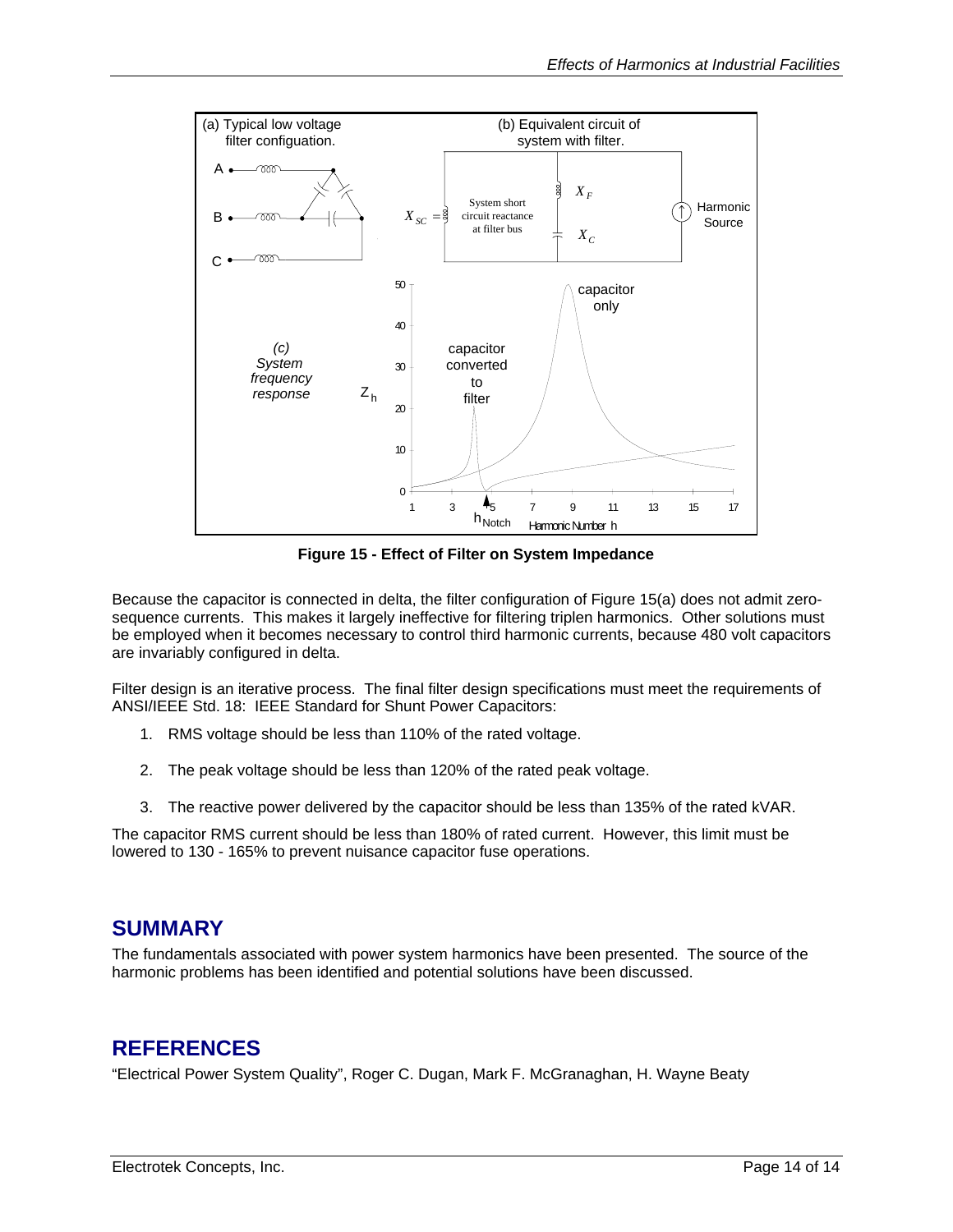(a) Typical low voltage filter configuation.

A

B

C

(b) Equivalent circuit of system with filter.

$X_{SC}$ = System short circuit reactance at filter bus

$X_F$

$X_C$

Harmonic Source

(c) System frequency response

$Z_h$

50

40

30

20

10

0

1 3 5 7 9 11 13 15 17

$h_{Notch}$

Harmonic Number h

capacitor only

capacitor converted to filter

**Figure 15 - Effect of Filter on System Impedance**

Because the capacitor is connected in delta, the filter configuration of Figure 15(a) does not admit zero-sequence currents. This makes it largely ineffective for filtering triplen harmonics. Other solutions must be employed when it becomes necessary to control third harmonic currents, because 480 volt capacitors are invariably configured in delta.

Filter design is an iterative process. The final filter design specifications must meet the requirements of ANSI/IEEE Std. 18: IEEE Standard for Shunt Power Capacitors:

1. RMS voltage should be less than 110% of the rated voltage.
2. The peak voltage should be less than 120% of the rated peak voltage.
3. The reactive power delivered by the capacitor should be less than 135% of the rated kVAR.

The capacitor RMS current should be less than 180% of rated current. However, this limit must be lowered to 130 - 165% to prevent nuisance capacitor fuse operations.

## SUMMARY

The fundamentals associated with power system harmonics have been presented. The source of the harmonic problems has been identified and potential solutions have been discussed.

## REFERENCES

"Electrical Power System Quality", Roger C. Dugan, Mark F. McGranaghan, H. Wayne Beaty